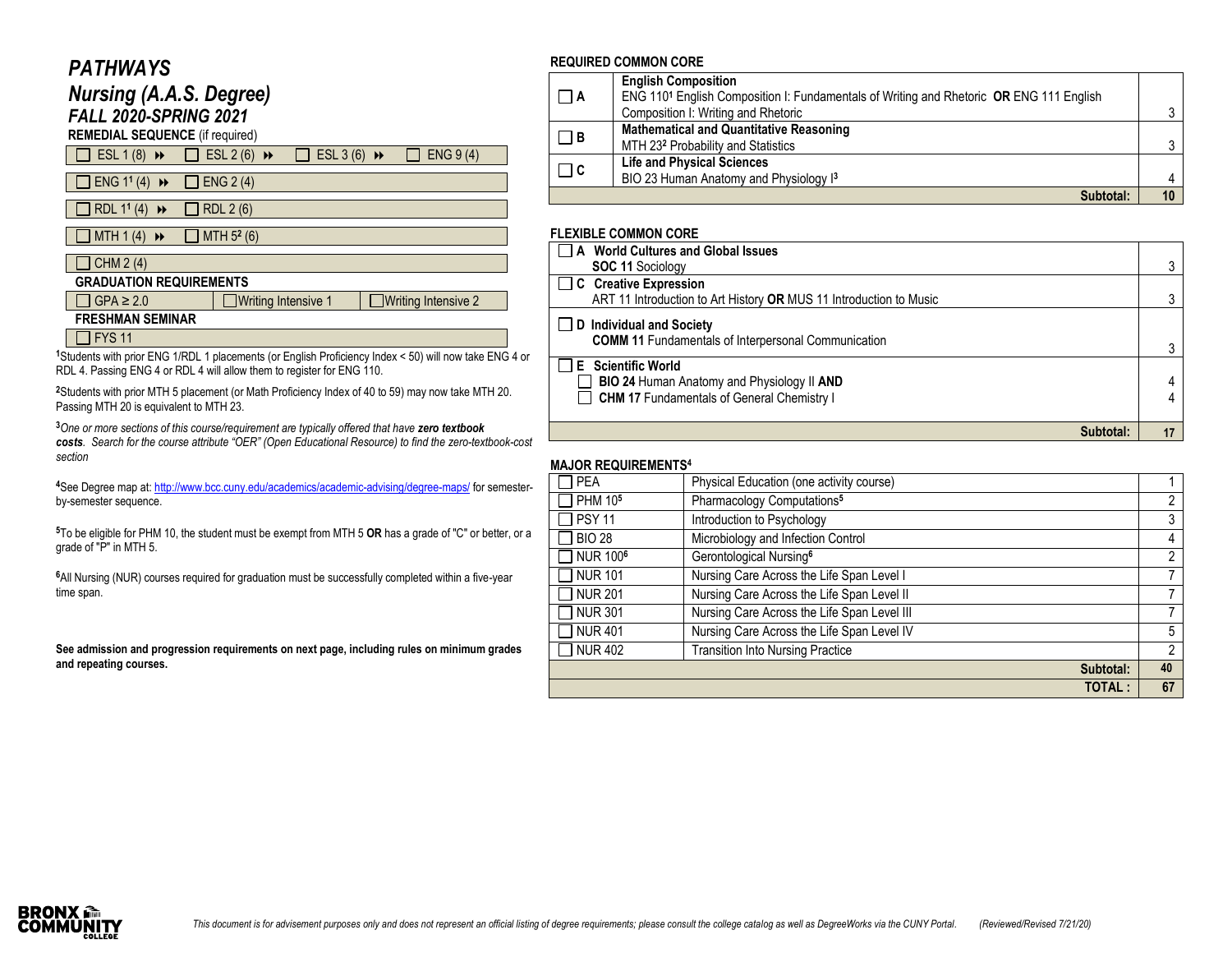# *PATHWAYS*

## *Nursing (A.A.S. Degree)*

### *FALL 2020-SPRING 2021*

**REMEDIAL SEQUENCE** (if required)

| | | | |
|---|---|---|---|
| ☐ ESL 1 (8) ⏩ | ☐ ESL 2 (6) ⏩ | ☐ ESL 3 (6) ⏩ | ☐ ENG 9 (4) |
| ☐ ENG 1[1] (4) ⏩ | ☐ ENG 2 (4) | | |
| ☐ RDL 1[1] (4) ⏩ | ☐ RDL 2 (6) | | |
| ☐ MTH 1 (4) ⏩ | ☐ MTH 5[2] (6) | | |
| ☐ CHM 2 (4) | | | |

**GRADUATION REQUIREMENTS**

| | | |
|---|---|---|
| ☐ GPA ≥ 2.0 | ☐ Writing Intensive 1 | ☐ Writing Intensive 2 |

**FRESHMAN SEMINAR**

☐ FYS 11

[1]Students with prior ENG 1/RDL 1 placements (or English Proficiency Index < 50) will now take ENG 4 or RDL 4. Passing ENG 4 or RDL 4 will allow them to register for ENG 110.

[2]Students with prior MTH 5 placement (or Math Proficiency Index of 40 to 59) may now take MTH 20. Passing MTH 20 is equivalent to MTH 23.

[3]*One or more sections of this course/requirement are typically offered that have* ***zero textbook costs****. Search for the course attribute "OER" (Open Educational Resource) to find the zero-textbook-cost section*

[4]See Degree map at: http://www.bcc.cuny.edu/academics/academic-advising/degree-maps/ for semester-by-semester sequence.

[5]To be eligible for PHM 10, the student must be exempt from MTH 5 **OR** has a grade of "C" or better, or a grade of "P" in MTH 5.

[6]All Nursing (NUR) courses required for graduation must be successfully completed within a five-year time span.

**See admission and progression requirements on next page, including rules on minimum grades and repeating courses.**

**REQUIRED COMMON CORE**

| | | |
|---|---|---|
| ☐ A | **English Composition**<br>ENG 110[1] English Composition I: Fundamentals of Writing and Rhetoric **OR** ENG 111 English Composition I: Writing and Rhetoric | 3 |
| ☐ B | **Mathematical and Quantitative Reasoning**<br>MTH 23[2] Probability and Statistics | 3 |
| ☐ C | **Life and Physical Sciences**<br>BIO 23 Human Anatomy and Physiology I[3] | 4 |
| | **Subtotal:** | **10** |

**FLEXIBLE COMMON CORE**

| | |
|---|---|
| ☐ **A World Cultures and Global Issues**<br>**SOC 11** Sociology | 3 |
| ☐ **C Creative Expression**<br>ART 11 Introduction to Art History **OR** MUS 11 Introduction to Music | 3 |
| ☐ **D Individual and Society**<br>**COMM 11** Fundamentals of Interpersonal Communication | 3 |
| ☐ **E Scientific World**<br>☐ **BIO 24** Human Anatomy and Physiology II **AND**<br>☐ **CHM 17** Fundamentals of General Chemistry I | 4<br>4 |
| **Subtotal:** | **17** |

**MAJOR REQUIREMENTS[4]**

| | | |
|---|---|---|
| ☐ PEA | Physical Education (one activity course) | 1 |
| ☐ PHM 10[5] | Pharmacology Computations[5] | 2 |
| ☐ PSY 11 | Introduction to Psychology | 3 |
| ☐ BIO 28 | Microbiology and Infection Control | 4 |
| ☐ NUR 100[6] | Gerontological Nursing[6] | 2 |
| ☐ NUR 101 | Nursing Care Across the Life Span Level I | 7 |
| ☐ NUR 201 | Nursing Care Across the Life Span Level II | 7 |
| ☐ NUR 301 | Nursing Care Across the Life Span Level III | 7 |
| ☐ NUR 401 | Nursing Care Across the Life Span Level IV | 5 |
| ☐ NUR 402 | Transition Into Nursing Practice | 2 |
| | **Subtotal:** | **40** |
| | **TOTAL :** | **67** |

*This document is for advisement purposes only and does not represent an official listing of degree requirements; please consult the college catalog as well as DegreeWorks via the CUNY Portal. (Reviewed/Revised 7/21/20)*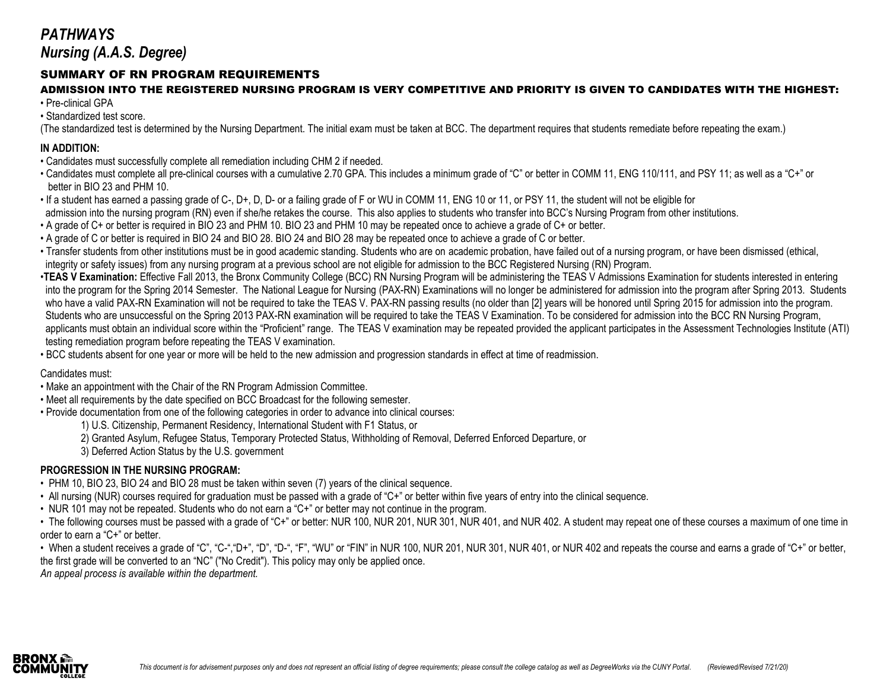# *PATHWAYS*
# *Nursing (A.A.S. Degree)*

## SUMMARY OF RN PROGRAM REQUIREMENTS

### ADMISSION INTO THE REGISTERED NURSING PROGRAM IS VERY COMPETITIVE AND PRIORITY IS GIVEN TO CANDIDATES WITH THE HIGHEST:

- Pre-clinical GPA
- Standardized test score.

(The standardized test is determined by the Nursing Department. The initial exam must be taken at BCC. The department requires that students remediate before repeating the exam.)

**IN ADDITION:**

- Candidates must successfully complete all remediation including CHM 2 if needed.
- Candidates must complete all pre-clinical courses with a cumulative 2.70 GPA. This includes a minimum grade of "C" or better in COMM 11, ENG 110/111, and PSY 11; as well as a "C+" or better in BIO 23 and PHM 10.
- If a student has earned a passing grade of C-, D+, D, D- or a failing grade of F or WU in COMM 11, ENG 10 or 11, or PSY 11, the student will not be eligible for admission into the nursing program (RN) even if she/he retakes the course. This also applies to students who transfer into BCC's Nursing Program from other institutions.
- A grade of C+ or better is required in BIO 23 and PHM 10. BIO 23 and PHM 10 may be repeated once to achieve a grade of C+ or better.
- A grade of C or better is required in BIO 24 and BIO 28. BIO 24 and BIO 28 may be repeated once to achieve a grade of C or better.
- Transfer students from other institutions must be in good academic standing. Students who are on academic probation, have failed out of a nursing program, or have been dismissed (ethical, integrity or safety issues) from any nursing program at a previous school are not eligible for admission to the BCC Registered Nursing (RN) Program.
- **TEAS V Examination:** Effective Fall 2013, the Bronx Community College (BCC) RN Nursing Program will be administering the TEAS V Admissions Examination for students interested in entering into the program for the Spring 2014 Semester. The National League for Nursing (PAX-RN) Examinations will no longer be administered for admission into the program after Spring 2013. Students who have a valid PAX-RN Examination will not be required to take the TEAS V. PAX-RN passing results (no older than [2] years will be honored until Spring 2015 for admission into the program. Students who are unsuccessful on the Spring 2013 PAX-RN examination will be required to take the TEAS V Examination. To be considered for admission into the BCC RN Nursing Program, applicants must obtain an individual score within the "Proficient" range. The TEAS V examination may be repeated provided the applicant participates in the Assessment Technologies Institute (ATI) testing remediation program before repeating the TEAS V examination.
- BCC students absent for one year or more will be held to the new admission and progression standards in effect at time of readmission.

Candidates must:

- Make an appointment with the Chair of the RN Program Admission Committee.
- Meet all requirements by the date specified on BCC Broadcast for the following semester.
- Provide documentation from one of the following categories in order to advance into clinical courses:
  1) U.S. Citizenship, Permanent Residency, International Student with F1 Status, or
  2) Granted Asylum, Refugee Status, Temporary Protected Status, Withholding of Removal, Deferred Enforced Departure, or
  3) Deferred Action Status by the U.S. government

**PROGRESSION IN THE NURSING PROGRAM:**

- PHM 10, BIO 23, BIO 24 and BIO 28 must be taken within seven (7) years of the clinical sequence.
- All nursing (NUR) courses required for graduation must be passed with a grade of "C+" or better within five years of entry into the clinical sequence.
- NUR 101 may not be repeated. Students who do not earn a "C+" or better may not continue in the program.
- The following courses must be passed with a grade of "C+" or better: NUR 100, NUR 201, NUR 301, NUR 401, and NUR 402. A student may repeat one of these courses a maximum of one time in order to earn a "C+" or better.
- When a student receives a grade of "C", "C-","D+", "D", "D-", "F", "WU" or "FIN" in NUR 100, NUR 201, NUR 301, NUR 401, or NUR 402 and repeats the course and earns a grade of "C+" or better, the first grade will be converted to an "NC" ("No Credit"). This policy may only be applied once.

*An appeal process is available within the department.*

*This document is for advisement purposes only and does not represent an official listing of degree requirements; please consult the college catalog as well as DegreeWorks via the CUNY Portal. (Reviewed/Revised 7/21/20)*